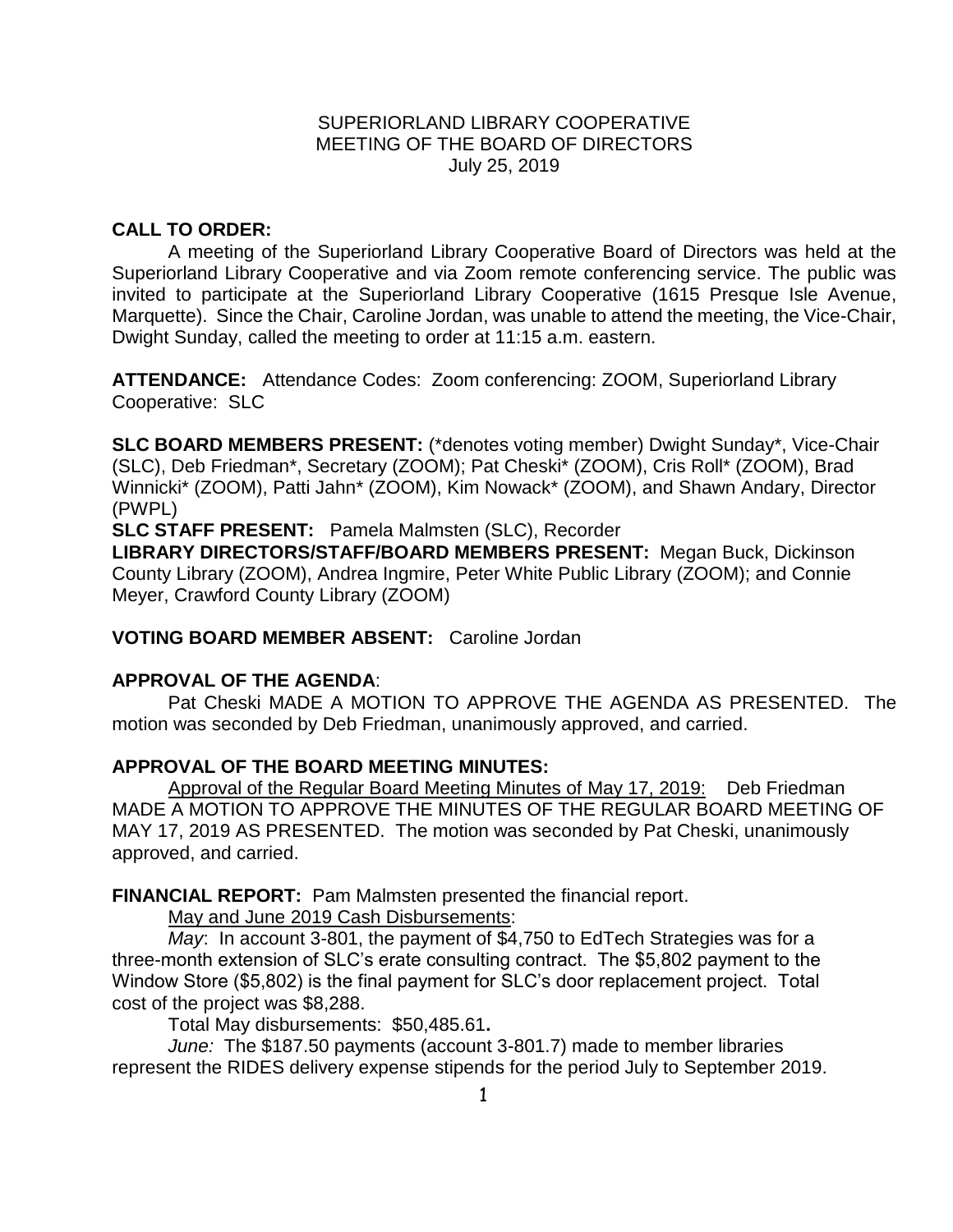SUPERIORLAND LIBRARY COOPERATIVE
MEETING OF THE BOARD OF DIRECTORS
July 25, 2019

**CALL TO ORDER:**

A meeting of the Superiorland Library Cooperative Board of Directors was held at the Superiorland Library Cooperative and via Zoom remote conferencing service. The public was invited to participate at the Superiorland Library Cooperative (1615 Presque Isle Avenue, Marquette). Since the Chair, Caroline Jordan, was unable to attend the meeting, the Vice-Chair, Dwight Sunday, called the meeting to order at 11:15 a.m. eastern.

**ATTENDANCE:** Attendance Codes: Zoom conferencing: ZOOM, Superiorland Library Cooperative: SLC

**SLC BOARD MEMBERS PRESENT:** (*denotes voting member) Dwight Sunday*, Vice-Chair (SLC), Deb Friedman*, Secretary (ZOOM); Pat Cheski* (ZOOM), Cris Roll* (ZOOM), Brad Winnicki* (ZOOM), Patti Jahn* (ZOOM), Kim Nowack* (ZOOM), and Shawn Andary, Director (PWPL)

**SLC STAFF PRESENT:** Pamela Malmsten (SLC), Recorder

**LIBRARY DIRECTORS/STAFF/BOARD MEMBERS PRESENT:** Megan Buck, Dickinson County Library (ZOOM), Andrea Ingmire, Peter White Public Library (ZOOM); and Connie Meyer, Crawford County Library (ZOOM)

**VOTING BOARD MEMBER ABSENT:** Caroline Jordan

**APPROVAL OF THE AGENDA**:

Pat Cheski MADE A MOTION TO APPROVE THE AGENDA AS PRESENTED. The motion was seconded by Deb Friedman, unanimously approved, and carried.

**APPROVAL OF THE BOARD MEETING MINUTES:**

Approval of the Regular Board Meeting Minutes of May 17, 2019: Deb Friedman MADE A MOTION TO APPROVE THE MINUTES OF THE REGULAR BOARD MEETING OF MAY 17, 2019 AS PRESENTED. The motion was seconded by Pat Cheski, unanimously approved, and carried.

**FINANCIAL REPORT:** Pam Malmsten presented the financial report.

May and June 2019 Cash Disbursements:

*May*: In account 3-801, the payment of $4,750 to EdTech Strategies was for a three-month extension of SLC's erate consulting contract. The $5,802 payment to the Window Store ($5,802) is the final payment for SLC's door replacement project. Total cost of the project was $8,288.

Total May disbursements: $50,485.61**.**

*June:* The $187.50 payments (account 3-801.7) made to member libraries represent the RIDES delivery expense stipends for the period July to September 2019.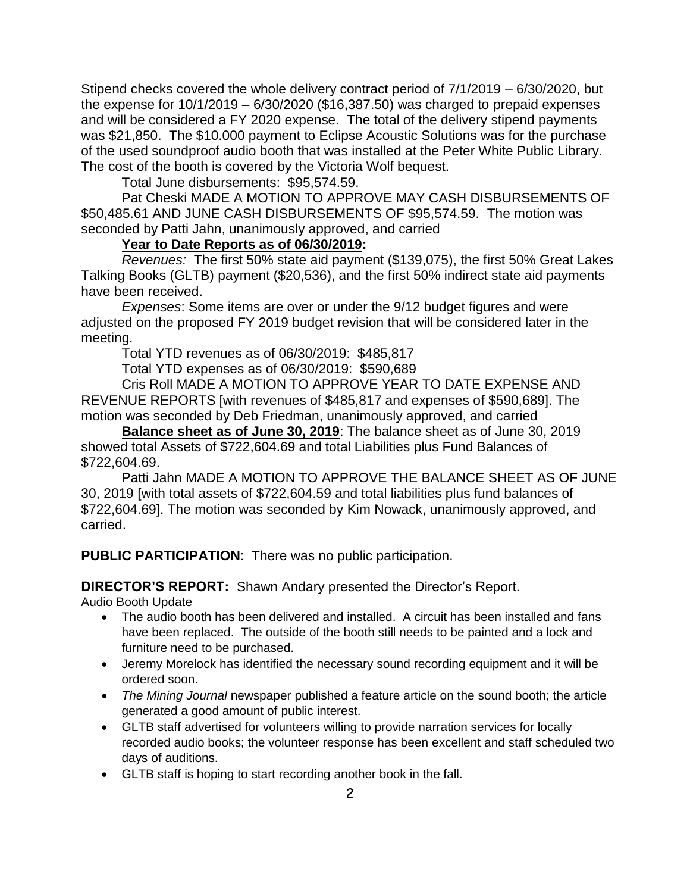Stipend checks covered the whole delivery contract period of 7/1/2019 – 6/30/2020, but the expense for 10/1/2019 – 6/30/2020 ($16,387.50) was charged to prepaid expenses and will be considered a FY 2020 expense. The total of the delivery stipend payments was $21,850. The $10.000 payment to Eclipse Acoustic Solutions was for the purchase of the used soundproof audio booth that was installed at the Peter White Public Library. The cost of the booth is covered by the Victoria Wolf bequest.

Total June disbursements: $95,574.59.

Pat Cheski MADE A MOTION TO APPROVE MAY CASH DISBURSEMENTS OF $50,485.61 AND JUNE CASH DISBURSEMENTS OF $95,574.59. The motion was seconded by Patti Jahn, unanimously approved, and carried

**Year to Date Reports as of 06/30/2019:**

*Revenues:* The first 50% state aid payment ($139,075), the first 50% Great Lakes Talking Books (GLTB) payment ($20,536), and the first 50% indirect state aid payments have been received.

*Expenses*: Some items are over or under the 9/12 budget figures and were adjusted on the proposed FY 2019 budget revision that will be considered later in the meeting.

Total YTD revenues as of 06/30/2019: $485,817

Total YTD expenses as of 06/30/2019: $590,689

Cris Roll MADE A MOTION TO APPROVE YEAR TO DATE EXPENSE AND REVENUE REPORTS [with revenues of $485,817 and expenses of $590,689]. The motion was seconded by Deb Friedman, unanimously approved, and carried

**Balance sheet as of June 30, 2019**: The balance sheet as of June 30, 2019 showed total Assets of $722,604.69 and total Liabilities plus Fund Balances of $722,604.69.

Patti Jahn MADE A MOTION TO APPROVE THE BALANCE SHEET AS OF JUNE 30, 2019 [with total assets of $722,604.59 and total liabilities plus fund balances of $722,604.69]. The motion was seconded by Kim Nowack, unanimously approved, and carried.

**PUBLIC PARTICIPATION**: There was no public participation.

**DIRECTOR'S REPORT:** Shawn Andary presented the Director's Report.

Audio Booth Update

- The audio booth has been delivered and installed. A circuit has been installed and fans have been replaced. The outside of the booth still needs to be painted and a lock and furniture need to be purchased.
- Jeremy Morelock has identified the necessary sound recording equipment and it will be ordered soon.
- *The Mining Journal* newspaper published a feature article on the sound booth; the article generated a good amount of public interest.
- GLTB staff advertised for volunteers willing to provide narration services for locally recorded audio books; the volunteer response has been excellent and staff scheduled two days of auditions.
- GLTB staff is hoping to start recording another book in the fall.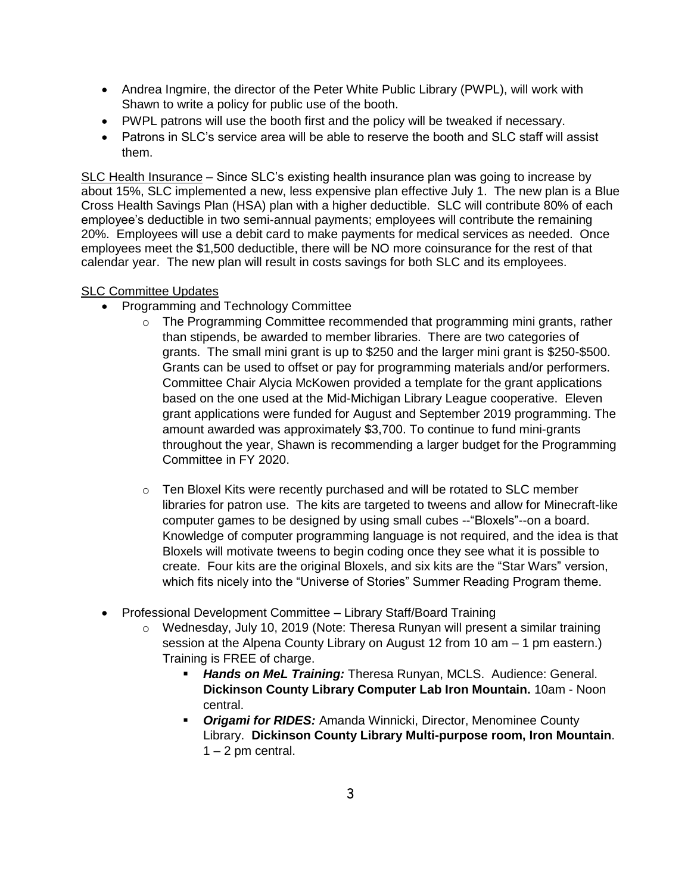- Andrea Ingmire, the director of the Peter White Public Library (PWPL), will work with Shawn to write a policy for public use of the booth.
- PWPL patrons will use the booth first and the policy will be tweaked if necessary.
- Patrons in SLC's service area will be able to reserve the booth and SLC staff will assist them.

<u>SLC Health Insurance</u> – Since SLC's existing health insurance plan was going to increase by about 15%, SLC implemented a new, less expensive plan effective July 1. The new plan is a Blue Cross Health Savings Plan (HSA) plan with a higher deductible. SLC will contribute 80% of each employee's deductible in two semi-annual payments; employees will contribute the remaining 20%. Employees will use a debit card to make payments for medical services as needed. Once employees meet the $1,500 deductible, there will be NO more coinsurance for the rest of that calendar year. The new plan will result in costs savings for both SLC and its employees.

<u>SLC Committee Updates</u>

- Programming and Technology Committee
  - The Programming Committee recommended that programming mini grants, rather than stipends, be awarded to member libraries. There are two categories of grants. The small mini grant is up to $250 and the larger mini grant is $250-$500. Grants can be used to offset or pay for programming materials and/or performers. Committee Chair Alycia McKowen provided a template for the grant applications based on the one used at the Mid-Michigan Library League cooperative. Eleven grant applications were funded for August and September 2019 programming. The amount awarded was approximately $3,700. To continue to fund mini-grants throughout the year, Shawn is recommending a larger budget for the Programming Committee in FY 2020.

  - Ten Bloxel Kits were recently purchased and will be rotated to SLC member libraries for patron use. The kits are targeted to tweens and allow for Minecraft-like computer games to be designed by using small cubes --"Bloxels"--on a board. Knowledge of computer programming language is not required, and the idea is that Bloxels will motivate tweens to begin coding once they see what it is possible to create. Four kits are the original Bloxels, and six kits are the "Star Wars" version, which fits nicely into the "Universe of Stories" Summer Reading Program theme.

- Professional Development Committee – Library Staff/Board Training
  - Wednesday, July 10, 2019 (Note: Theresa Runyan will present a similar training session at the Alpena County Library on August 12 from 10 am – 1 pm eastern.) Training is FREE of charge.
    - ***Hands on MeL Training:*** Theresa Runyan, MCLS. Audience: General. **Dickinson County Library Computer Lab Iron Mountain.** 10am - Noon central.
    - ***Origami for RIDES:*** Amanda Winnicki, Director, Menominee County Library. **Dickinson County Library Multi-purpose room, Iron Mountain**. 1 – 2 pm central.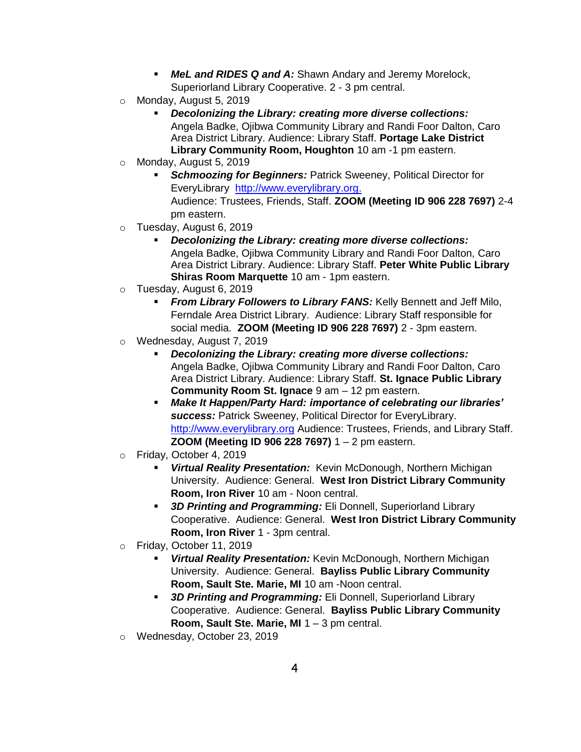- ***MeL and RIDES Q and A:*** Shawn Andary and Jeremy Morelock, Superiorland Library Cooperative. 2 - 3 pm central.
- Monday, August 5, 2019
    - ***Decolonizing the Library: creating more diverse collections:*** Angela Badke, Ojibwa Community Library and Randi Foor Dalton, Caro Area District Library. Audience: Library Staff. **Portage Lake District Library Community Room, Houghton** 10 am -1 pm eastern.
- Monday, August 5, 2019
    - ***Schmoozing for Beginners:*** Patrick Sweeney, Political Director for EveryLibrary [http://www.everylibrary.org.](http://www.everylibrary.org.) Audience: Trustees, Friends, Staff. **ZOOM (Meeting ID 906 228 7697)** 2-4 pm eastern.
- Tuesday, August 6, 2019
    - ***Decolonizing the Library: creating more diverse collections:*** Angela Badke, Ojibwa Community Library and Randi Foor Dalton, Caro Area District Library. Audience: Library Staff. **Peter White Public Library Shiras Room Marquette** 10 am - 1pm eastern.
- Tuesday, August 6, 2019
    - ***From Library Followers to Library FANS:*** Kelly Bennett and Jeff Milo, Ferndale Area District Library. Audience: Library Staff responsible for social media. **ZOOM (Meeting ID 906 228 7697)** 2 - 3pm eastern.
- Wednesday, August 7, 2019
    - ***Decolonizing the Library: creating more diverse collections:*** Angela Badke, Ojibwa Community Library and Randi Foor Dalton, Caro Area District Library. Audience: Library Staff. **St. Ignace Public Library Community Room St. Ignace** 9 am – 12 pm eastern.
    - ***Make It Happen/Party Hard: importance of celebrating our libraries' success:*** Patrick Sweeney, Political Director for EveryLibrary. [http://www.everylibrary.org](http://www.everylibrary.org) Audience: Trustees, Friends, and Library Staff. **ZOOM (Meeting ID 906 228 7697)** 1 – 2 pm eastern.
- Friday, October 4, 2019
    - ***Virtual Reality Presentation:*** Kevin McDonough, Northern Michigan University. Audience: General. **West Iron District Library Community Room, Iron River** 10 am - Noon central.
    - ***3D Printing and Programming:*** Eli Donnell, Superiorland Library Cooperative. Audience: General. **West Iron District Library Community Room, Iron River** 1 - 3pm central.
- Friday, October 11, 2019
    - ***Virtual Reality Presentation:*** Kevin McDonough, Northern Michigan University. Audience: General. **Bayliss Public Library Community Room, Sault Ste. Marie, MI** 10 am -Noon central.
    - ***3D Printing and Programming:*** Eli Donnell, Superiorland Library Cooperative. Audience: General. **Bayliss Public Library Community Room, Sault Ste. Marie, MI** 1 – 3 pm central.
- Wednesday, October 23, 2019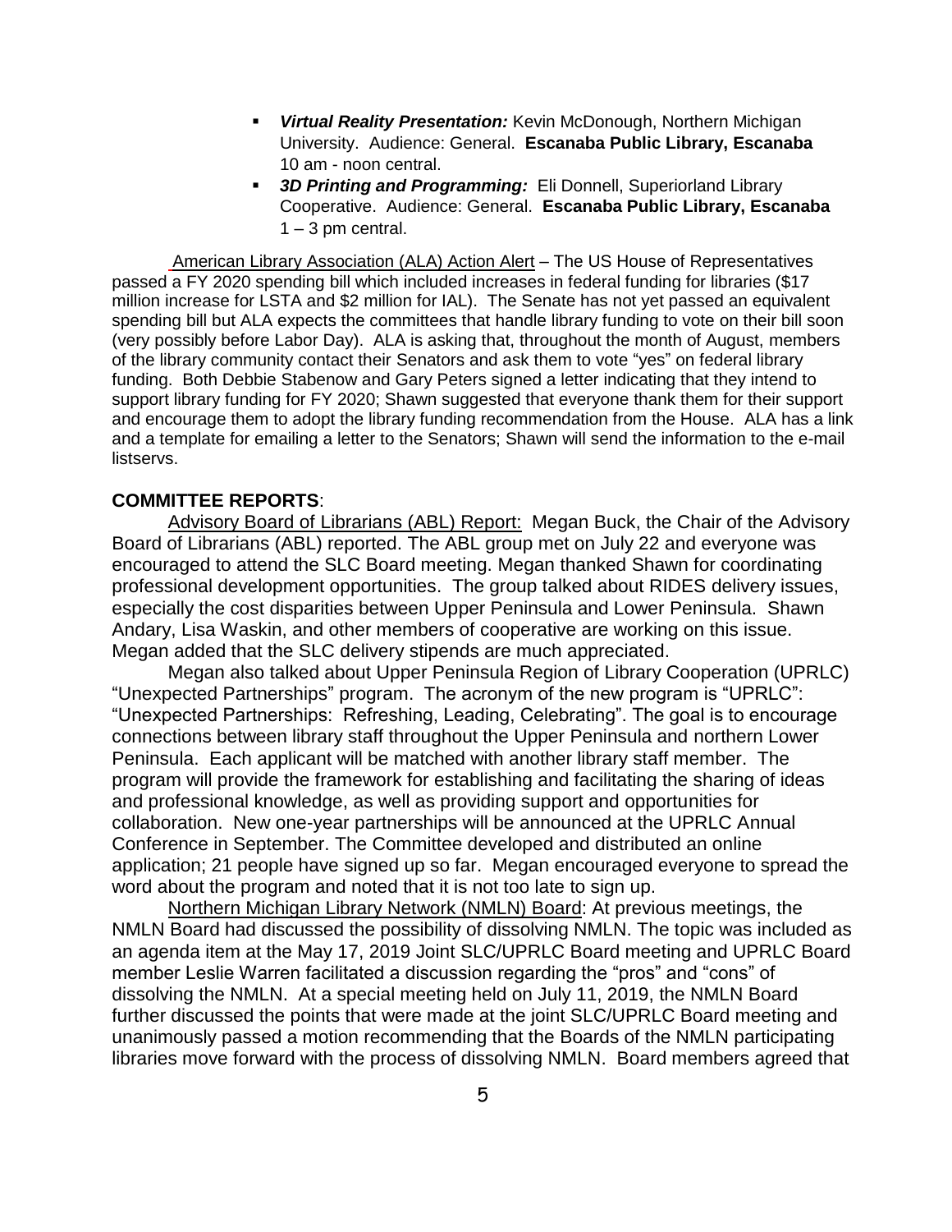- ***Virtual Reality Presentation:*** Kevin McDonough, Northern Michigan University. Audience: General. **Escanaba Public Library, Escanaba** 10 am - noon central.
- ***3D Printing and Programming:*** Eli Donnell, Superiorland Library Cooperative. Audience: General. **Escanaba Public Library, Escanaba** 1 – 3 pm central.

American Library Association (ALA) Action Alert – The US House of Representatives passed a FY 2020 spending bill which included increases in federal funding for libraries ($17 million increase for LSTA and $2 million for IAL). The Senate has not yet passed an equivalent spending bill but ALA expects the committees that handle library funding to vote on their bill soon (very possibly before Labor Day). ALA is asking that, throughout the month of August, members of the library community contact their Senators and ask them to vote "yes" on federal library funding. Both Debbie Stabenow and Gary Peters signed a letter indicating that they intend to support library funding for FY 2020; Shawn suggested that everyone thank them for their support and encourage them to adopt the library funding recommendation from the House. ALA has a link and a template for emailing a letter to the Senators; Shawn will send the information to the e-mail listservs.

## COMMITTEE REPORTS:

Advisory Board of Librarians (ABL) Report: Megan Buck, the Chair of the Advisory Board of Librarians (ABL) reported. The ABL group met on July 22 and everyone was encouraged to attend the SLC Board meeting. Megan thanked Shawn for coordinating professional development opportunities. The group talked about RIDES delivery issues, especially the cost disparities between Upper Peninsula and Lower Peninsula. Shawn Andary, Lisa Waskin, and other members of cooperative are working on this issue. Megan added that the SLC delivery stipends are much appreciated.

Megan also talked about Upper Peninsula Region of Library Cooperation (UPRLC) "Unexpected Partnerships" program. The acronym of the new program is "UPRLC": "Unexpected Partnerships: Refreshing, Leading, Celebrating". The goal is to encourage connections between library staff throughout the Upper Peninsula and northern Lower Peninsula. Each applicant will be matched with another library staff member. The program will provide the framework for establishing and facilitating the sharing of ideas and professional knowledge, as well as providing support and opportunities for collaboration. New one-year partnerships will be announced at the UPRLC Annual Conference in September. The Committee developed and distributed an online application; 21 people have signed up so far. Megan encouraged everyone to spread the word about the program and noted that it is not too late to sign up.

Northern Michigan Library Network (NMLN) Board: At previous meetings, the NMLN Board had discussed the possibility of dissolving NMLN. The topic was included as an agenda item at the May 17, 2019 Joint SLC/UPRLC Board meeting and UPRLC Board member Leslie Warren facilitated a discussion regarding the "pros" and "cons" of dissolving the NMLN. At a special meeting held on July 11, 2019, the NMLN Board further discussed the points that were made at the joint SLC/UPRLC Board meeting and unanimously passed a motion recommending that the Boards of the NMLN participating libraries move forward with the process of dissolving NMLN. Board members agreed that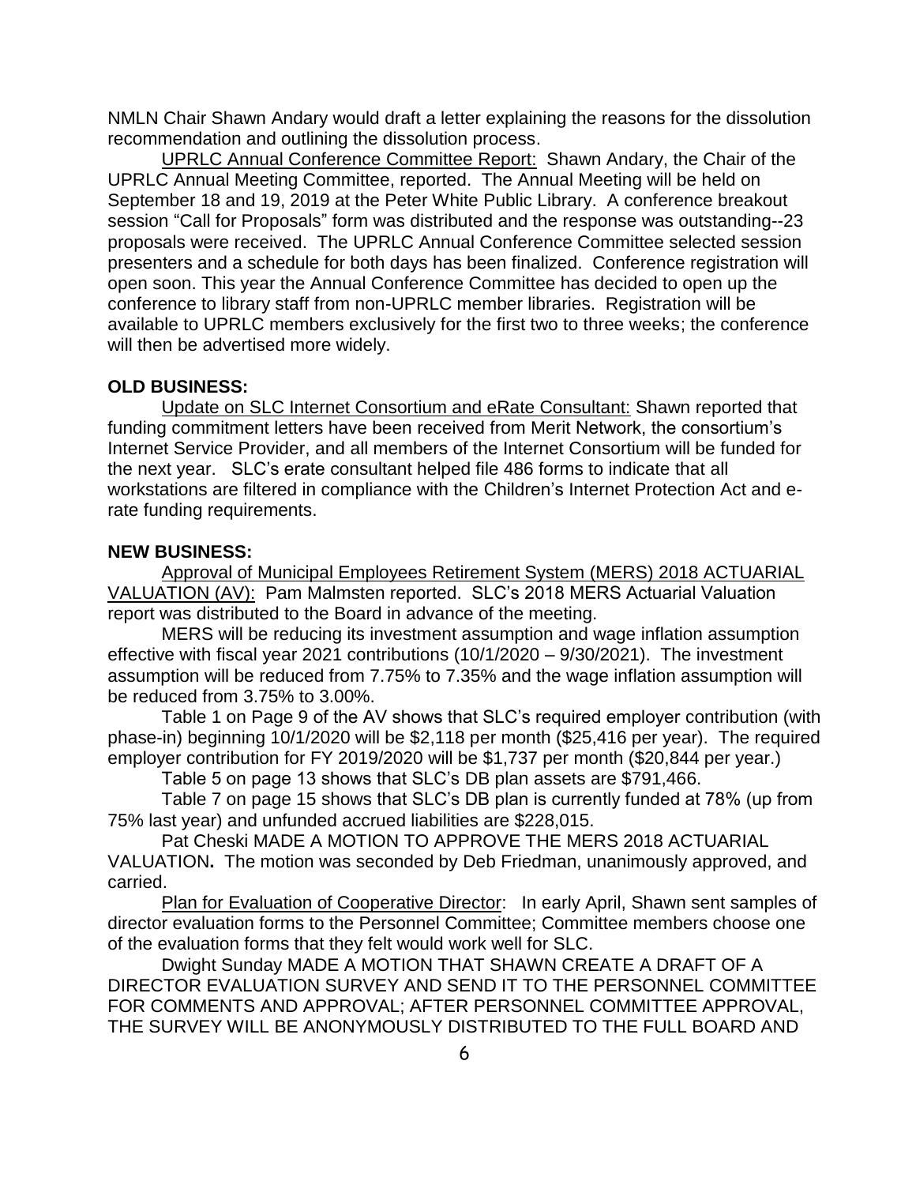NMLN Chair Shawn Andary would draft a letter explaining the reasons for the dissolution recommendation and outlining the dissolution process.

UPRLC Annual Conference Committee Report: Shawn Andary, the Chair of the UPRLC Annual Meeting Committee, reported. The Annual Meeting will be held on September 18 and 19, 2019 at the Peter White Public Library. A conference breakout session "Call for Proposals" form was distributed and the response was outstanding--23 proposals were received. The UPRLC Annual Conference Committee selected session presenters and a schedule for both days has been finalized. Conference registration will open soon. This year the Annual Conference Committee has decided to open up the conference to library staff from non-UPRLC member libraries. Registration will be available to UPRLC members exclusively for the first two to three weeks; the conference will then be advertised more widely.

**OLD BUSINESS:**

Update on SLC Internet Consortium and eRate Consultant: Shawn reported that funding commitment letters have been received from Merit Network, the consortium's Internet Service Provider, and all members of the Internet Consortium will be funded for the next year. SLC's erate consultant helped file 486 forms to indicate that all workstations are filtered in compliance with the Children's Internet Protection Act and e-rate funding requirements.

**NEW BUSINESS:**

Approval of Municipal Employees Retirement System (MERS) 2018 ACTUARIAL VALUATION (AV): Pam Malmsten reported. SLC's 2018 MERS Actuarial Valuation report was distributed to the Board in advance of the meeting.

MERS will be reducing its investment assumption and wage inflation assumption effective with fiscal year 2021 contributions (10/1/2020 – 9/30/2021). The investment assumption will be reduced from 7.75% to 7.35% and the wage inflation assumption will be reduced from 3.75% to 3.00%.

Table 1 on Page 9 of the AV shows that SLC's required employer contribution (with phase-in) beginning 10/1/2020 will be $2,118 per month ($25,416 per year). The required employer contribution for FY 2019/2020 will be $1,737 per month ($20,844 per year.)

Table 5 on page 13 shows that SLC's DB plan assets are $791,466.

Table 7 on page 15 shows that SLC's DB plan is currently funded at 78% (up from 75% last year) and unfunded accrued liabilities are $228,015.

Pat Cheski MADE A MOTION TO APPROVE THE MERS 2018 ACTUARIAL VALUATION**.** The motion was seconded by Deb Friedman, unanimously approved, and carried.

Plan for Evaluation of Cooperative Director: In early April, Shawn sent samples of director evaluation forms to the Personnel Committee; Committee members choose one of the evaluation forms that they felt would work well for SLC.

Dwight Sunday MADE A MOTION THAT SHAWN CREATE A DRAFT OF A DIRECTOR EVALUATION SURVEY AND SEND IT TO THE PERSONNEL COMMITTEE FOR COMMENTS AND APPROVAL; AFTER PERSONNEL COMMITTEE APPROVAL, THE SURVEY WILL BE ANONYMOUSLY DISTRIBUTED TO THE FULL BOARD AND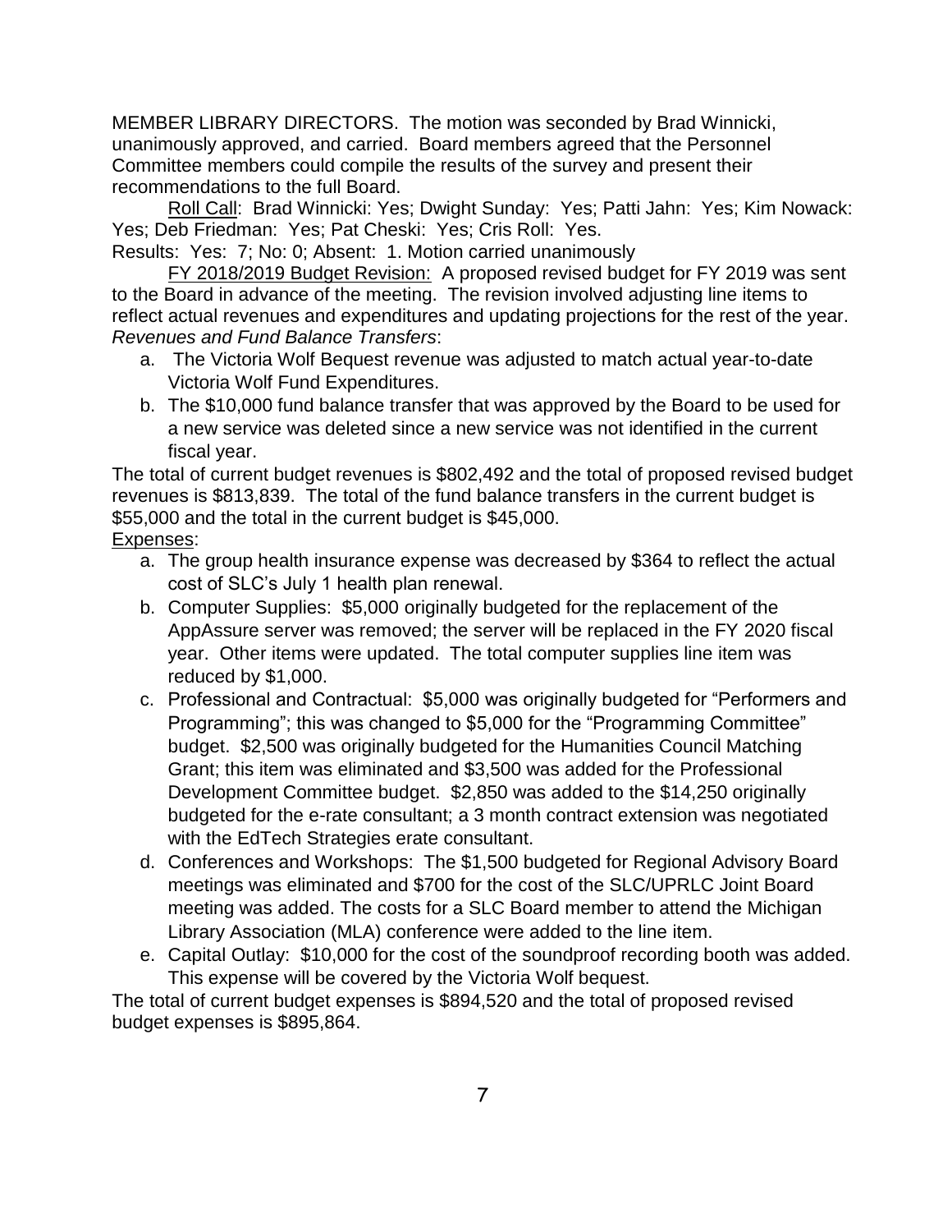MEMBER LIBRARY DIRECTORS. The motion was seconded by Brad Winnicki, unanimously approved, and carried. Board members agreed that the Personnel Committee members could compile the results of the survey and present their recommendations to the full Board.

Roll Call: Brad Winnicki: Yes; Dwight Sunday: Yes; Patti Jahn: Yes; Kim Nowack: Yes; Deb Friedman: Yes; Pat Cheski: Yes; Cris Roll: Yes.

Results: Yes: 7; No: 0; Absent: 1. Motion carried unanimously

FY 2018/2019 Budget Revision: A proposed revised budget for FY 2019 was sent to the Board in advance of the meeting. The revision involved adjusting line items to reflect actual revenues and expenditures and updating projections for the rest of the year.

*Revenues and Fund Balance Transfers*:

a. The Victoria Wolf Bequest revenue was adjusted to match actual year-to-date Victoria Wolf Fund Expenditures.
b. The $10,000 fund balance transfer that was approved by the Board to be used for a new service was deleted since a new service was not identified in the current fiscal year.

The total of current budget revenues is $802,492 and the total of proposed revised budget revenues is $813,839. The total of the fund balance transfers in the current budget is $55,000 and the total in the current budget is $45,000.

Expenses:

a. The group health insurance expense was decreased by $364 to reflect the actual cost of SLC's July 1 health plan renewal.
b. Computer Supplies: $5,000 originally budgeted for the replacement of the AppAssure server was removed; the server will be replaced in the FY 2020 fiscal year. Other items were updated. The total computer supplies line item was reduced by $1,000.
c. Professional and Contractual: $5,000 was originally budgeted for "Performers and Programming"; this was changed to $5,000 for the "Programming Committee" budget. $2,500 was originally budgeted for the Humanities Council Matching Grant; this item was eliminated and $3,500 was added for the Professional Development Committee budget. $2,850 was added to the $14,250 originally budgeted for the e-rate consultant; a 3 month contract extension was negotiated with the EdTech Strategies erate consultant.
d. Conferences and Workshops: The $1,500 budgeted for Regional Advisory Board meetings was eliminated and $700 for the cost of the SLC/UPRLC Joint Board meeting was added. The costs for a SLC Board member to attend the Michigan Library Association (MLA) conference were added to the line item.
e. Capital Outlay: $10,000 for the cost of the soundproof recording booth was added. This expense will be covered by the Victoria Wolf bequest.

The total of current budget expenses is $894,520 and the total of proposed revised budget expenses is $895,864.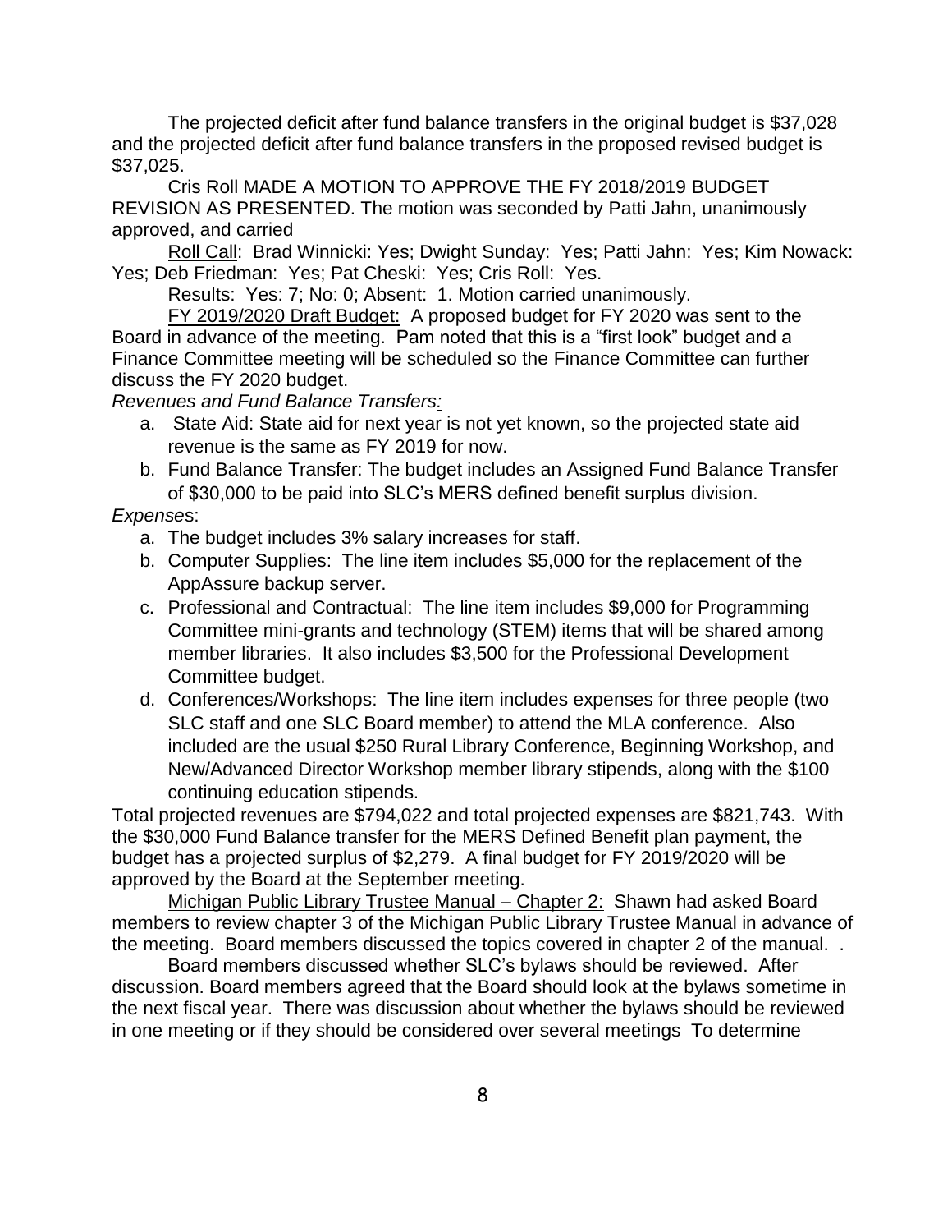The projected deficit after fund balance transfers in the original budget is $37,028 and the projected deficit after fund balance transfers in the proposed revised budget is $37,025.

Cris Roll MADE A MOTION TO APPROVE THE FY 2018/2019 BUDGET REVISION AS PRESENTED. The motion was seconded by Patti Jahn, unanimously approved, and carried

Roll Call: Brad Winnicki: Yes; Dwight Sunday: Yes; Patti Jahn: Yes; Kim Nowack: Yes; Deb Friedman: Yes; Pat Cheski: Yes; Cris Roll: Yes.

Results: Yes: 7; No: 0; Absent: 1. Motion carried unanimously.

FY 2019/2020 Draft Budget: A proposed budget for FY 2020 was sent to the Board in advance of the meeting. Pam noted that this is a "first look" budget and a Finance Committee meeting will be scheduled so the Finance Committee can further discuss the FY 2020 budget.

*Revenues and Fund Balance Transfers:*

a. State Aid: State aid for next year is not yet known, so the projected state aid revenue is the same as FY 2019 for now.
b. Fund Balance Transfer: The budget includes an Assigned Fund Balance Transfer of $30,000 to be paid into SLC's MERS defined benefit surplus division.

*Expenses*:

a. The budget includes 3% salary increases for staff.
b. Computer Supplies: The line item includes $5,000 for the replacement of the AppAssure backup server.
c. Professional and Contractual: The line item includes $9,000 for Programming Committee mini-grants and technology (STEM) items that will be shared among member libraries. It also includes $3,500 for the Professional Development Committee budget.
d. Conferences/Workshops: The line item includes expenses for three people (two SLC staff and one SLC Board member) to attend the MLA conference. Also included are the usual $250 Rural Library Conference, Beginning Workshop, and New/Advanced Director Workshop member library stipends, along with the $100 continuing education stipends.

Total projected revenues are $794,022 and total projected expenses are $821,743. With the $30,000 Fund Balance transfer for the MERS Defined Benefit plan payment, the budget has a projected surplus of $2,279. A final budget for FY 2019/2020 will be approved by the Board at the September meeting.

Michigan Public Library Trustee Manual – Chapter 2: Shawn had asked Board members to review chapter 3 of the Michigan Public Library Trustee Manual in advance of the meeting. Board members discussed the topics covered in chapter 2 of the manual. .

Board members discussed whether SLC's bylaws should be reviewed. After discussion. Board members agreed that the Board should look at the bylaws sometime in the next fiscal year. There was discussion about whether the bylaws should be reviewed in one meeting or if they should be considered over several meetings To determine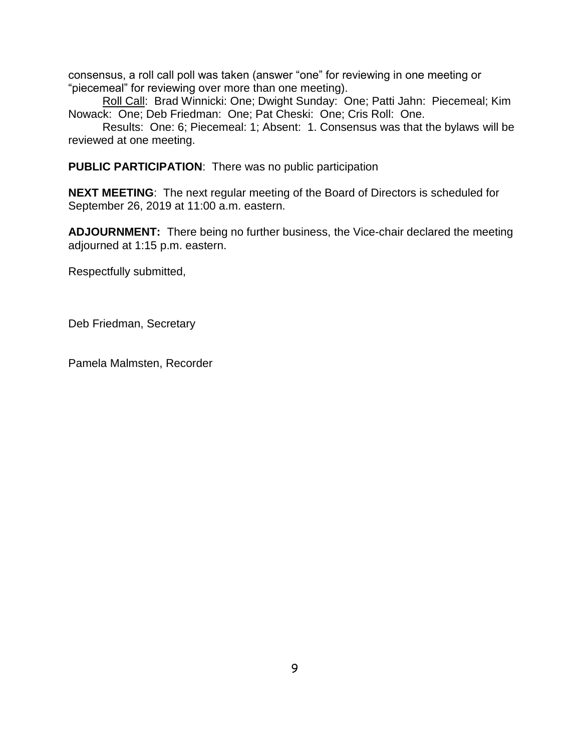consensus, a roll call poll was taken (answer "one" for reviewing in one meeting or "piecemeal" for reviewing over more than one meeting).

Roll Call: Brad Winnicki: One; Dwight Sunday: One; Patti Jahn: Piecemeal; Kim Nowack: One; Deb Friedman: One; Pat Cheski: One; Cris Roll: One.

Results: One: 6; Piecemeal: 1; Absent: 1. Consensus was that the bylaws will be reviewed at one meeting.

**PUBLIC PARTICIPATION**: There was no public participation

**NEXT MEETING**: The next regular meeting of the Board of Directors is scheduled for September 26, 2019 at 11:00 a.m. eastern.

**ADJOURNMENT:** There being no further business, the Vice-chair declared the meeting adjourned at 1:15 p.m. eastern.

Respectfully submitted,

Deb Friedman, Secretary

Pamela Malmsten, Recorder